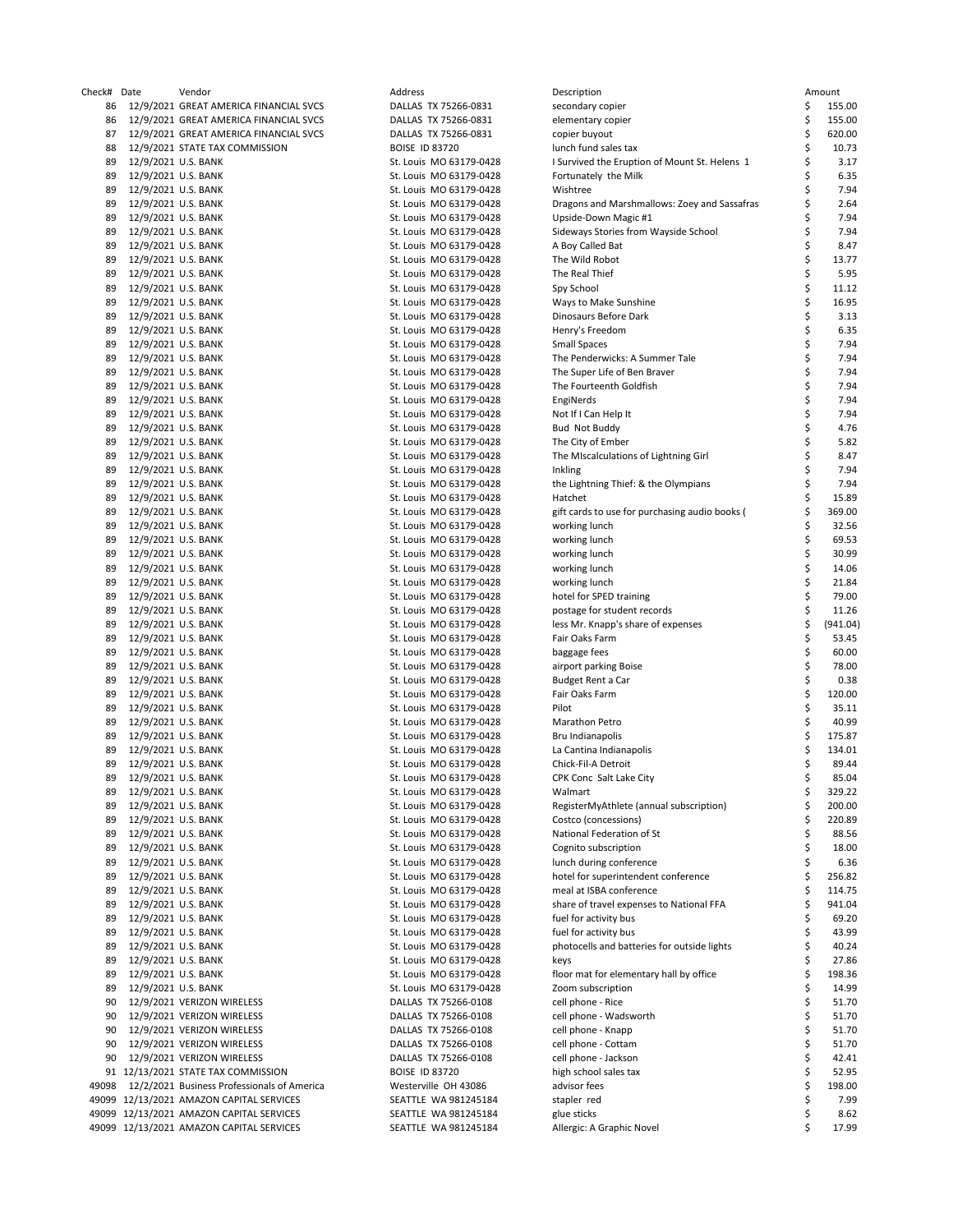| Check# | Date | Vendor | Address | Description | Amount |
|---|---|---|---|---|---|
| 86 | 12/9/2021 | GREAT AMERICA FINANCIAL SVCS | DALLAS TX 75266-0831 | secondary copier | $ 155.00 |
| 86 | 12/9/2021 | GREAT AMERICA FINANCIAL SVCS | DALLAS TX 75266-0831 | elementary copier | $ 155.00 |
| 87 | 12/9/2021 | GREAT AMERICA FINANCIAL SVCS | DALLAS TX 75266-0831 | copier buyout | $ 620.00 |
| 88 | 12/9/2021 | STATE TAX COMMISSION | BOISE ID 83720 | lunch fund sales tax | $ 10.73 |
| 89 | 12/9/2021 | U.S. BANK | St. Louis MO 63179-0428 | I Survived the Eruption of Mount St. Helens 1 | $ 3.17 |
| 89 | 12/9/2021 | U.S. BANK | St. Louis MO 63179-0428 | Fortunately the Milk | $ 6.35 |
| 89 | 12/9/2021 | U.S. BANK | St. Louis MO 63179-0428 | Wishtree | $ 7.94 |
| 89 | 12/9/2021 | U.S. BANK | St. Louis MO 63179-0428 | Dragons and Marshmallows: Zoey and Sassafras | $ 2.64 |
| 89 | 12/9/2021 | U.S. BANK | St. Louis MO 63179-0428 | Upside-Down Magic #1 | $ 7.94 |
| 89 | 12/9/2021 | U.S. BANK | St. Louis MO 63179-0428 | Sideways Stories from Wayside School | $ 7.94 |
| 89 | 12/9/2021 | U.S. BANK | St. Louis MO 63179-0428 | A Boy Called Bat | $ 8.47 |
| 89 | 12/9/2021 | U.S. BANK | St. Louis MO 63179-0428 | The Wild Robot | $ 13.77 |
| 89 | 12/9/2021 | U.S. BANK | St. Louis MO 63179-0428 | The Real Thief | $ 5.95 |
| 89 | 12/9/2021 | U.S. BANK | St. Louis MO 63179-0428 | Spy School | $ 11.12 |
| 89 | 12/9/2021 | U.S. BANK | St. Louis MO 63179-0428 | Ways to Make Sunshine | $ 16.95 |
| 89 | 12/9/2021 | U.S. BANK | St. Louis MO 63179-0428 | Dinosaurs Before Dark | $ 3.13 |
| 89 | 12/9/2021 | U.S. BANK | St. Louis MO 63179-0428 | Henry's Freedom | $ 6.35 |
| 89 | 12/9/2021 | U.S. BANK | St. Louis MO 63179-0428 | Small Spaces | $ 7.94 |
| 89 | 12/9/2021 | U.S. BANK | St. Louis MO 63179-0428 | The Penderwicks: A Summer Tale | $ 7.94 |
| 89 | 12/9/2021 | U.S. BANK | St. Louis MO 63179-0428 | The Super Life of Ben Braver | $ 7.94 |
| 89 | 12/9/2021 | U.S. BANK | St. Louis MO 63179-0428 | The Fourteenth Goldfish | $ 7.94 |
| 89 | 12/9/2021 | U.S. BANK | St. Louis MO 63179-0428 | EngiNerds | $ 7.94 |
| 89 | 12/9/2021 | U.S. BANK | St. Louis MO 63179-0428 | Not If I Can Help It | $ 7.94 |
| 89 | 12/9/2021 | U.S. BANK | St. Louis MO 63179-0428 | Bud Not Buddy | $ 4.76 |
| 89 | 12/9/2021 | U.S. BANK | St. Louis MO 63179-0428 | The City of Ember | $ 5.82 |
| 89 | 12/9/2021 | U.S. BANK | St. Louis MO 63179-0428 | The MIscalculations of Lightning Girl | $ 8.47 |
| 89 | 12/9/2021 | U.S. BANK | St. Louis MO 63179-0428 | Inkling | $ 7.94 |
| 89 | 12/9/2021 | U.S. BANK | St. Louis MO 63179-0428 | the Lightning Thief: & the Olympians | $ 7.94 |
| 89 | 12/9/2021 | U.S. BANK | St. Louis MO 63179-0428 | Hatchet | $ 15.89 |
| 89 | 12/9/2021 | U.S. BANK | St. Louis MO 63179-0428 | gift cards to use for purchasing audio books ( | $ 369.00 |
| 89 | 12/9/2021 | U.S. BANK | St. Louis MO 63179-0428 | working lunch | $ 32.56 |
| 89 | 12/9/2021 | U.S. BANK | St. Louis MO 63179-0428 | working lunch | $ 69.53 |
| 89 | 12/9/2021 | U.S. BANK | St. Louis MO 63179-0428 | working lunch | $ 30.99 |
| 89 | 12/9/2021 | U.S. BANK | St. Louis MO 63179-0428 | working lunch | $ 14.06 |
| 89 | 12/9/2021 | U.S. BANK | St. Louis MO 63179-0428 | working lunch | $ 21.84 |
| 89 | 12/9/2021 | U.S. BANK | St. Louis MO 63179-0428 | hotel for SPED training | $ 79.00 |
| 89 | 12/9/2021 | U.S. BANK | St. Louis MO 63179-0428 | postage for student records | $ 11.26 |
| 89 | 12/9/2021 | U.S. BANK | St. Louis MO 63179-0428 | less Mr. Knapp's share of expenses | $ (941.04) |
| 89 | 12/9/2021 | U.S. BANK | St. Louis MO 63179-0428 | Fair Oaks Farm | $ 53.45 |
| 89 | 12/9/2021 | U.S. BANK | St. Louis MO 63179-0428 | baggage fees | $ 60.00 |
| 89 | 12/9/2021 | U.S. BANK | St. Louis MO 63179-0428 | airport parking Boise | $ 78.00 |
| 89 | 12/9/2021 | U.S. BANK | St. Louis MO 63179-0428 | Budget Rent a Car | $ 0.38 |
| 89 | 12/9/2021 | U.S. BANK | St. Louis MO 63179-0428 | Fair Oaks Farm | $ 120.00 |
| 89 | 12/9/2021 | U.S. BANK | St. Louis MO 63179-0428 | Pilot | $ 35.11 |
| 89 | 12/9/2021 | U.S. BANK | St. Louis MO 63179-0428 | Marathon Petro | $ 40.99 |
| 89 | 12/9/2021 | U.S. BANK | St. Louis MO 63179-0428 | Bru Indianapolis | $ 175.87 |
| 89 | 12/9/2021 | U.S. BANK | St. Louis MO 63179-0428 | La Cantina Indianapolis | $ 134.01 |
| 89 | 12/9/2021 | U.S. BANK | St. Louis MO 63179-0428 | Chick-Fil-A Detroit | $ 89.44 |
| 89 | 12/9/2021 | U.S. BANK | St. Louis MO 63179-0428 | CPK Conc Salt Lake City | $ 85.04 |
| 89 | 12/9/2021 | U.S. BANK | St. Louis MO 63179-0428 | Walmart | $ 329.22 |
| 89 | 12/9/2021 | U.S. BANK | St. Louis MO 63179-0428 | RegisterMyAthlete (annual subscription) | $ 200.00 |
| 89 | 12/9/2021 | U.S. BANK | St. Louis MO 63179-0428 | Costco (concessions) | $ 220.89 |
| 89 | 12/9/2021 | U.S. BANK | St. Louis MO 63179-0428 | National Federation of St | $ 88.56 |
| 89 | 12/9/2021 | U.S. BANK | St. Louis MO 63179-0428 | Cognito subscription | $ 18.00 |
| 89 | 12/9/2021 | U.S. BANK | St. Louis MO 63179-0428 | lunch during conference | $ 6.36 |
| 89 | 12/9/2021 | U.S. BANK | St. Louis MO 63179-0428 | hotel for superintendent conference | $ 256.82 |
| 89 | 12/9/2021 | U.S. BANK | St. Louis MO 63179-0428 | meal at ISBA conference | $ 114.75 |
| 89 | 12/9/2021 | U.S. BANK | St. Louis MO 63179-0428 | share of travel expenses to National FFA | $ 941.04 |
| 89 | 12/9/2021 | U.S. BANK | St. Louis MO 63179-0428 | fuel for activity bus | $ 69.20 |
| 89 | 12/9/2021 | U.S. BANK | St. Louis MO 63179-0428 | fuel for activity bus | $ 43.99 |
| 89 | 12/9/2021 | U.S. BANK | St. Louis MO 63179-0428 | photocells and batteries for outside lights | $ 40.24 |
| 89 | 12/9/2021 | U.S. BANK | St. Louis MO 63179-0428 | keys | $ 27.86 |
| 89 | 12/9/2021 | U.S. BANK | St. Louis MO 63179-0428 | floor mat for elementary hall by office | $ 198.36 |
| 89 | 12/9/2021 | U.S. BANK | St. Louis MO 63179-0428 | Zoom subscription | $ 14.99 |
| 90 | 12/9/2021 | VERIZON WIRELESS | DALLAS TX 75266-0108 | cell phone - Rice | $ 51.70 |
| 90 | 12/9/2021 | VERIZON WIRELESS | DALLAS TX 75266-0108 | cell phone - Wadsworth | $ 51.70 |
| 90 | 12/9/2021 | VERIZON WIRELESS | DALLAS TX 75266-0108 | cell phone - Knapp | $ 51.70 |
| 90 | 12/9/2021 | VERIZON WIRELESS | DALLAS TX 75266-0108 | cell phone - Cottam | $ 51.70 |
| 90 | 12/9/2021 | VERIZON WIRELESS | DALLAS TX 75266-0108 | cell phone - Jackson | $ 42.41 |
| 91 | 12/13/2021 | STATE TAX COMMISSION | BOISE ID 83720 | high school sales tax | $ 52.95 |
| 49098 | 12/2/2021 | Business Professionals of America | Westerville OH 43086 | advisor fees | $ 198.00 |
| 49099 | 12/13/2021 | AMAZON CAPITAL SERVICES | SEATTLE WA 981245184 | stapler red | $ 7.99 |
| 49099 | 12/13/2021 | AMAZON CAPITAL SERVICES | SEATTLE WA 981245184 | glue sticks | $ 8.62 |
| 49099 | 12/13/2021 | AMAZON CAPITAL SERVICES | SEATTLE WA 981245184 | Allergic: A Graphic Novel | $ 17.99 |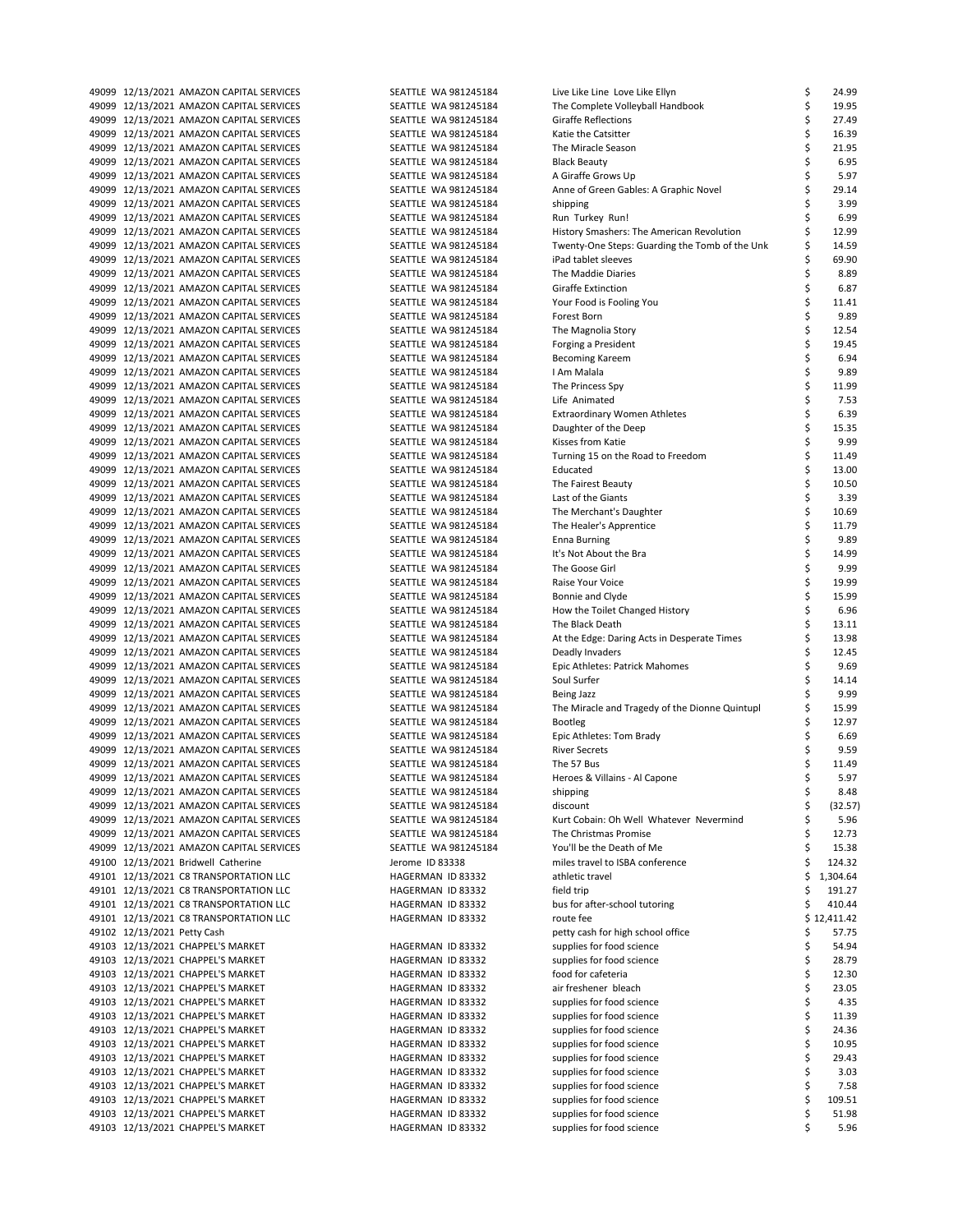| | | | | | |
|---|---|---|---|---|---|
| 49099 | 12/13/2021 | AMAZON CAPITAL SERVICES | SEATTLE WA 981245184 | Live Like Line Love Like Ellyn | $ 24.99 |
| 49099 | 12/13/2021 | AMAZON CAPITAL SERVICES | SEATTLE WA 981245184 | The Complete Volleyball Handbook | $ 19.95 |
| 49099 | 12/13/2021 | AMAZON CAPITAL SERVICES | SEATTLE WA 981245184 | Giraffe Reflections | $ 27.49 |
| 49099 | 12/13/2021 | AMAZON CAPITAL SERVICES | SEATTLE WA 981245184 | Katie the Catsitter | $ 16.39 |
| 49099 | 12/13/2021 | AMAZON CAPITAL SERVICES | SEATTLE WA 981245184 | The Miracle Season | $ 21.95 |
| 49099 | 12/13/2021 | AMAZON CAPITAL SERVICES | SEATTLE WA 981245184 | Black Beauty | $ 6.95 |
| 49099 | 12/13/2021 | AMAZON CAPITAL SERVICES | SEATTLE WA 981245184 | A Giraffe Grows Up | $ 5.97 |
| 49099 | 12/13/2021 | AMAZON CAPITAL SERVICES | SEATTLE WA 981245184 | Anne of Green Gables: A Graphic Novel | $ 29.14 |
| 49099 | 12/13/2021 | AMAZON CAPITAL SERVICES | SEATTLE WA 981245184 | shipping | $ 3.99 |
| 49099 | 12/13/2021 | AMAZON CAPITAL SERVICES | SEATTLE WA 981245184 | Run Turkey Run! | $ 6.99 |
| 49099 | 12/13/2021 | AMAZON CAPITAL SERVICES | SEATTLE WA 981245184 | History Smashers: The American Revolution | $ 12.99 |
| 49099 | 12/13/2021 | AMAZON CAPITAL SERVICES | SEATTLE WA 981245184 | Twenty-One Steps: Guarding the Tomb of the Unk | $ 14.59 |
| 49099 | 12/13/2021 | AMAZON CAPITAL SERVICES | SEATTLE WA 981245184 | iPad tablet sleeves | $ 69.90 |
| 49099 | 12/13/2021 | AMAZON CAPITAL SERVICES | SEATTLE WA 981245184 | The Maddie Diaries | $ 8.89 |
| 49099 | 12/13/2021 | AMAZON CAPITAL SERVICES | SEATTLE WA 981245184 | Giraffe Extinction | $ 6.87 |
| 49099 | 12/13/2021 | AMAZON CAPITAL SERVICES | SEATTLE WA 981245184 | Your Food is Fooling You | $ 11.41 |
| 49099 | 12/13/2021 | AMAZON CAPITAL SERVICES | SEATTLE WA 981245184 | Forest Born | $ 9.89 |
| 49099 | 12/13/2021 | AMAZON CAPITAL SERVICES | SEATTLE WA 981245184 | The Magnolia Story | $ 12.54 |
| 49099 | 12/13/2021 | AMAZON CAPITAL SERVICES | SEATTLE WA 981245184 | Forging a President | $ 19.45 |
| 49099 | 12/13/2021 | AMAZON CAPITAL SERVICES | SEATTLE WA 981245184 | Becoming Kareem | $ 6.94 |
| 49099 | 12/13/2021 | AMAZON CAPITAL SERVICES | SEATTLE WA 981245184 | I Am Malala | $ 9.89 |
| 49099 | 12/13/2021 | AMAZON CAPITAL SERVICES | SEATTLE WA 981245184 | The Princess Spy | $ 11.99 |
| 49099 | 12/13/2021 | AMAZON CAPITAL SERVICES | SEATTLE WA 981245184 | Life Animated | $ 7.53 |
| 49099 | 12/13/2021 | AMAZON CAPITAL SERVICES | SEATTLE WA 981245184 | Extraordinary Women Athletes | $ 6.39 |
| 49099 | 12/13/2021 | AMAZON CAPITAL SERVICES | SEATTLE WA 981245184 | Daughter of the Deep | $ 15.35 |
| 49099 | 12/13/2021 | AMAZON CAPITAL SERVICES | SEATTLE WA 981245184 | Kisses from Katie | $ 9.99 |
| 49099 | 12/13/2021 | AMAZON CAPITAL SERVICES | SEATTLE WA 981245184 | Turning 15 on the Road to Freedom | $ 11.49 |
| 49099 | 12/13/2021 | AMAZON CAPITAL SERVICES | SEATTLE WA 981245184 | Educated | $ 13.00 |
| 49099 | 12/13/2021 | AMAZON CAPITAL SERVICES | SEATTLE WA 981245184 | The Fairest Beauty | $ 10.50 |
| 49099 | 12/13/2021 | AMAZON CAPITAL SERVICES | SEATTLE WA 981245184 | Last of the Giants | $ 3.39 |
| 49099 | 12/13/2021 | AMAZON CAPITAL SERVICES | SEATTLE WA 981245184 | The Merchant's Daughter | $ 10.69 |
| 49099 | 12/13/2021 | AMAZON CAPITAL SERVICES | SEATTLE WA 981245184 | The Healer's Apprentice | $ 11.79 |
| 49099 | 12/13/2021 | AMAZON CAPITAL SERVICES | SEATTLE WA 981245184 | Enna Burning | $ 9.89 |
| 49099 | 12/13/2021 | AMAZON CAPITAL SERVICES | SEATTLE WA 981245184 | It's Not About the Bra | $ 14.99 |
| 49099 | 12/13/2021 | AMAZON CAPITAL SERVICES | SEATTLE WA 981245184 | The Goose Girl | $ 9.99 |
| 49099 | 12/13/2021 | AMAZON CAPITAL SERVICES | SEATTLE WA 981245184 | Raise Your Voice | $ 19.99 |
| 49099 | 12/13/2021 | AMAZON CAPITAL SERVICES | SEATTLE WA 981245184 | Bonnie and Clyde | $ 15.99 |
| 49099 | 12/13/2021 | AMAZON CAPITAL SERVICES | SEATTLE WA 981245184 | How the Toilet Changed History | $ 6.96 |
| 49099 | 12/13/2021 | AMAZON CAPITAL SERVICES | SEATTLE WA 981245184 | The Black Death | $ 13.11 |
| 49099 | 12/13/2021 | AMAZON CAPITAL SERVICES | SEATTLE WA 981245184 | At the Edge: Daring Acts in Desperate Times | $ 13.98 |
| 49099 | 12/13/2021 | AMAZON CAPITAL SERVICES | SEATTLE WA 981245184 | Deadly Invaders | $ 12.45 |
| 49099 | 12/13/2021 | AMAZON CAPITAL SERVICES | SEATTLE WA 981245184 | Epic Athletes: Patrick Mahomes | $ 9.69 |
| 49099 | 12/13/2021 | AMAZON CAPITAL SERVICES | SEATTLE WA 981245184 | Soul Surfer | $ 14.14 |
| 49099 | 12/13/2021 | AMAZON CAPITAL SERVICES | SEATTLE WA 981245184 | Being Jazz | $ 9.99 |
| 49099 | 12/13/2021 | AMAZON CAPITAL SERVICES | SEATTLE WA 981245184 | The Miracle and Tragedy of the Dionne Quintupl | $ 15.99 |
| 49099 | 12/13/2021 | AMAZON CAPITAL SERVICES | SEATTLE WA 981245184 | Bootleg | $ 12.97 |
| 49099 | 12/13/2021 | AMAZON CAPITAL SERVICES | SEATTLE WA 981245184 | Epic Athletes: Tom Brady | $ 6.69 |
| 49099 | 12/13/2021 | AMAZON CAPITAL SERVICES | SEATTLE WA 981245184 | River Secrets | $ 9.59 |
| 49099 | 12/13/2021 | AMAZON CAPITAL SERVICES | SEATTLE WA 981245184 | The 57 Bus | $ 11.49 |
| 49099 | 12/13/2021 | AMAZON CAPITAL SERVICES | SEATTLE WA 981245184 | Heroes & Villains - Al Capone | $ 5.97 |
| 49099 | 12/13/2021 | AMAZON CAPITAL SERVICES | SEATTLE WA 981245184 | shipping | $ 8.48 |
| 49099 | 12/13/2021 | AMAZON CAPITAL SERVICES | SEATTLE WA 981245184 | discount | $ (32.57) |
| 49099 | 12/13/2021 | AMAZON CAPITAL SERVICES | SEATTLE WA 981245184 | Kurt Cobain: Oh Well Whatever Nevermind | $ 5.96 |
| 49099 | 12/13/2021 | AMAZON CAPITAL SERVICES | SEATTLE WA 981245184 | The Christmas Promise | $ 12.73 |
| 49099 | 12/13/2021 | AMAZON CAPITAL SERVICES | SEATTLE WA 981245184 | You'll be the Death of Me | $ 15.38 |
| 49100 | 12/13/2021 | Bridwell Catherine | Jerome ID 83338 | miles travel to ISBA conference | $ 124.32 |
| 49101 | 12/13/2021 | C8 TRANSPORTATION LLC | HAGERMAN ID 83332 | athletic travel | $ 1,304.64 |
| 49101 | 12/13/2021 | C8 TRANSPORTATION LLC | HAGERMAN ID 83332 | field trip | $ 191.27 |
| 49101 | 12/13/2021 | C8 TRANSPORTATION LLC | HAGERMAN ID 83332 | bus for after-school tutoring | $ 410.44 |
| 49101 | 12/13/2021 | C8 TRANSPORTATION LLC | HAGERMAN ID 83332 | route fee | $ 12,411.42 |
| 49102 | 12/13/2021 | Petty Cash | | petty cash for high school office | $ 57.75 |
| 49103 | 12/13/2021 | CHAPPEL'S MARKET | HAGERMAN ID 83332 | supplies for food science | $ 54.94 |
| 49103 | 12/13/2021 | CHAPPEL'S MARKET | HAGERMAN ID 83332 | supplies for food science | $ 28.79 |
| 49103 | 12/13/2021 | CHAPPEL'S MARKET | HAGERMAN ID 83332 | food for cafeteria | $ 12.30 |
| 49103 | 12/13/2021 | CHAPPEL'S MARKET | HAGERMAN ID 83332 | air freshener bleach | $ 23.05 |
| 49103 | 12/13/2021 | CHAPPEL'S MARKET | HAGERMAN ID 83332 | supplies for food science | $ 4.35 |
| 49103 | 12/13/2021 | CHAPPEL'S MARKET | HAGERMAN ID 83332 | supplies for food science | $ 11.39 |
| 49103 | 12/13/2021 | CHAPPEL'S MARKET | HAGERMAN ID 83332 | supplies for food science | $ 24.36 |
| 49103 | 12/13/2021 | CHAPPEL'S MARKET | HAGERMAN ID 83332 | supplies for food science | $ 10.95 |
| 49103 | 12/13/2021 | CHAPPEL'S MARKET | HAGERMAN ID 83332 | supplies for food science | $ 29.43 |
| 49103 | 12/13/2021 | CHAPPEL'S MARKET | HAGERMAN ID 83332 | supplies for food science | $ 3.03 |
| 49103 | 12/13/2021 | CHAPPEL'S MARKET | HAGERMAN ID 83332 | supplies for food science | $ 7.58 |
| 49103 | 12/13/2021 | CHAPPEL'S MARKET | HAGERMAN ID 83332 | supplies for food science | $ 109.51 |
| 49103 | 12/13/2021 | CHAPPEL'S MARKET | HAGERMAN ID 83332 | supplies for food science | $ 51.98 |
| 49103 | 12/13/2021 | CHAPPEL'S MARKET | HAGERMAN ID 83332 | supplies for food science | $ 5.96 |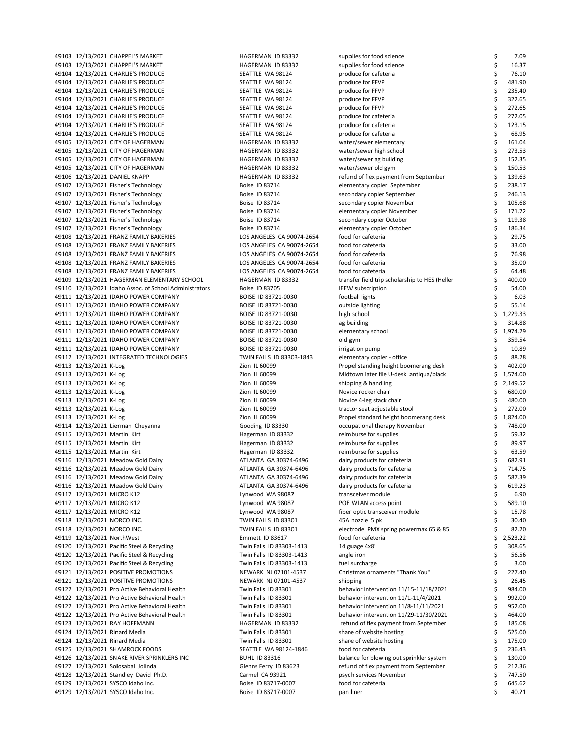| | | | | | | |
|---|---|---|---|---|---|---|
| 49103 | 12/13/2021 | CHAPPEL'S MARKET | HAGERMAN ID 83332 | supplies for food science | $ | 7.09 |
| 49103 | 12/13/2021 | CHAPPEL'S MARKET | HAGERMAN ID 83332 | supplies for food science | $ | 16.37 |
| 49104 | 12/13/2021 | CHARLIE'S PRODUCE | SEATTLE WA 98124 | produce for cafeteria | $ | 76.10 |
| 49104 | 12/13/2021 | CHARLIE'S PRODUCE | SEATTLE WA 98124 | produce for FFVP | $ | 481.90 |
| 49104 | 12/13/2021 | CHARLIE'S PRODUCE | SEATTLE WA 98124 | produce for FFVP | $ | 235.40 |
| 49104 | 12/13/2021 | CHARLIE'S PRODUCE | SEATTLE WA 98124 | produce for FFVP | $ | 322.65 |
| 49104 | 12/13/2021 | CHARLIE'S PRODUCE | SEATTLE WA 98124 | produce for FFVP | $ | 272.65 |
| 49104 | 12/13/2021 | CHARLIE'S PRODUCE | SEATTLE WA 98124 | produce for cafeteria | $ | 272.05 |
| 49104 | 12/13/2021 | CHARLIE'S PRODUCE | SEATTLE WA 98124 | produce for cafeteria | $ | 123.15 |
| 49104 | 12/13/2021 | CHARLIE'S PRODUCE | SEATTLE WA 98124 | produce for cafeteria | $ | 68.95 |
| 49105 | 12/13/2021 | CITY OF HAGERMAN | HAGERMAN ID 83332 | water/sewer elementary | $ | 161.04 |
| 49105 | 12/13/2021 | CITY OF HAGERMAN | HAGERMAN ID 83332 | water/sewer high school | $ | 273.53 |
| 49105 | 12/13/2021 | CITY OF HAGERMAN | HAGERMAN ID 83332 | water/sewer ag building | $ | 152.35 |
| 49105 | 12/13/2021 | CITY OF HAGERMAN | HAGERMAN ID 83332 | water/sewer old gym | $ | 150.53 |
| 49106 | 12/13/2021 | DANIEL KNAPP | HAGERMAN ID 83332 | refund of flex payment from September | $ | 139.63 |
| 49107 | 12/13/2021 | Fisher's Technology | Boise ID 83714 | elementary copier September | $ | 238.17 |
| 49107 | 12/13/2021 | Fisher's Technology | Boise ID 83714 | secondary copier September | $ | 246.13 |
| 49107 | 12/13/2021 | Fisher's Technology | Boise ID 83714 | secondary copier November | $ | 105.68 |
| 49107 | 12/13/2021 | Fisher's Technology | Boise ID 83714 | elementary copier November | $ | 171.72 |
| 49107 | 12/13/2021 | Fisher's Technology | Boise ID 83714 | secondary copier October | $ | 119.38 |
| 49107 | 12/13/2021 | Fisher's Technology | Boise ID 83714 | elementary copier October | $ | 186.34 |
| 49108 | 12/13/2021 | FRANZ FAMILY BAKERIES | LOS ANGELES CA 90074-2654 | food for cafeteria | $ | 29.75 |
| 49108 | 12/13/2021 | FRANZ FAMILY BAKERIES | LOS ANGELES CA 90074-2654 | food for cafeteria | $ | 33.00 |
| 49108 | 12/13/2021 | FRANZ FAMILY BAKERIES | LOS ANGELES CA 90074-2654 | food for cafeteria | $ | 76.98 |
| 49108 | 12/13/2021 | FRANZ FAMILY BAKERIES | LOS ANGELES CA 90074-2654 | food for cafeteria | $ | 35.00 |
| 49108 | 12/13/2021 | FRANZ FAMILY BAKERIES | LOS ANGELES CA 90074-2654 | food for cafeteria | $ | 64.48 |
| 49109 | 12/13/2021 | HAGERMAN ELEMENTARY SCHOOL | HAGERMAN ID 83332 | transfer field trip scholarship to HES (Heller | $ | 400.00 |
| 49110 | 12/13/2021 | Idaho Assoc. of School Administrators | Boise ID 83705 | IEEW subscription | $ | 54.00 |
| 49111 | 12/13/2021 | IDAHO POWER COMPANY | BOISE ID 83721-0030 | football lights | $ | 6.03 |
| 49111 | 12/13/2021 | IDAHO POWER COMPANY | BOISE ID 83721-0030 | outside lighting | $ | 55.14 |
| 49111 | 12/13/2021 | IDAHO POWER COMPANY | BOISE ID 83721-0030 | high school | $ | 1,229.33 |
| 49111 | 12/13/2021 | IDAHO POWER COMPANY | BOISE ID 83721-0030 | ag building | $ | 314.88 |
| 49111 | 12/13/2021 | IDAHO POWER COMPANY | BOISE ID 83721-0030 | elementary school | $ | 1,974.29 |
| 49111 | 12/13/2021 | IDAHO POWER COMPANY | BOISE ID 83721-0030 | old gym | $ | 359.54 |
| 49111 | 12/13/2021 | IDAHO POWER COMPANY | BOISE ID 83721-0030 | irrigation pump | $ | 10.89 |
| 49112 | 12/13/2021 | INTEGRATED TECHNOLOGIES | TWIN FALLS ID 83303-1843 | elementary copier - office | $ | 88.28 |
| 49113 | 12/13/2021 | K-Log | Zion IL 60099 | Propel standing height boomerang desk | $ | 402.00 |
| 49113 | 12/13/2021 | K-Log | Zion IL 60099 | Midtown later file U-desk antiqua/black | $ | 1,574.00 |
| 49113 | 12/13/2021 | K-Log | Zion IL 60099 | shipping & handling | $ | 2,149.52 |
| 49113 | 12/13/2021 | K-Log | Zion IL 60099 | Novice rocker chair | $ | 680.00 |
| 49113 | 12/13/2021 | K-Log | Zion IL 60099 | Novice 4-leg stack chair | $ | 480.00 |
| 49113 | 12/13/2021 | K-Log | Zion IL 60099 | tractor seat adjustable stool | $ | 272.00 |
| 49113 | 12/13/2021 | K-Log | Zion IL 60099 | Propel standard height boomerang desk | $ | 1,824.00 |
| 49114 | 12/13/2021 | Lierman Cheyanna | Gooding ID 83330 | occupational therapy November | $ | 748.00 |
| 49115 | 12/13/2021 | Martin Kirt | Hagerman ID 83332 | reimburse for supplies | $ | 59.32 |
| 49115 | 12/13/2021 | Martin Kirt | Hagerman ID 83332 | reimburse for supplies | $ | 89.97 |
| 49115 | 12/13/2021 | Martin Kirt | Hagerman ID 83332 | reimburse for supplies | $ | 63.59 |
| 49116 | 12/13/2021 | Meadow Gold Dairy | ATLANTA GA 30374-6496 | dairy products for cafeteria | $ | 682.91 |
| 49116 | 12/13/2021 | Meadow Gold Dairy | ATLANTA GA 30374-6496 | dairy products for cafeteria | $ | 714.75 |
| 49116 | 12/13/2021 | Meadow Gold Dairy | ATLANTA GA 30374-6496 | dairy products for cafeteria | $ | 587.39 |
| 49116 | 12/13/2021 | Meadow Gold Dairy | ATLANTA GA 30374-6496 | dairy products for cafeteria | $ | 619.23 |
| 49117 | 12/13/2021 | MICRO K12 | Lynwood WA 98087 | transceiver module | $ | 6.90 |
| 49117 | 12/13/2021 | MICRO K12 | Lynwood WA 98087 | POE WLAN access point | $ | 589.10 |
| 49117 | 12/13/2021 | MICRO K12 | Lynwood WA 98087 | fiber optic transceiver module | $ | 15.78 |
| 49118 | 12/13/2021 | NORCO INC. | TWIN FALLS ID 83301 | 45A nozzle 5 pk | $ | 30.40 |
| 49118 | 12/13/2021 | NORCO INC. | TWIN FALLS ID 83301 | electrode PMX spring powermax 65 & 85 | $ | 82.20 |
| 49119 | 12/13/2021 | NorthWest | Emmett ID 83617 | food for cafeteria | $ | 2,523.22 |
| 49120 | 12/13/2021 | Pacific Steel & Recycling | Twin Falls ID 83303-1413 | 14 guage 4x8' | $ | 308.65 |
| 49120 | 12/13/2021 | Pacific Steel & Recycling | Twin Falls ID 83303-1413 | angle iron | $ | 56.56 |
| 49120 | 12/13/2021 | Pacific Steel & Recycling | Twin Falls ID 83303-1413 | fuel surcharge | $ | 3.00 |
| 49121 | 12/13/2021 | POSITIVE PROMOTIONS | NEWARK NJ 07101-4537 | Christmas ornaments "Thank You" | $ | 227.40 |
| 49121 | 12/13/2021 | POSITIVE PROMOTIONS | NEWARK NJ 07101-4537 | shipping | $ | 26.45 |
| 49122 | 12/13/2021 | Pro Active Behavioral Health | Twin Falls ID 83301 | behavior intervention 11/15-11/18/2021 | $ | 984.00 |
| 49122 | 12/13/2021 | Pro Active Behavioral Health | Twin Falls ID 83301 | behavior intervention 11/1-11/4/2021 | $ | 992.00 |
| 49122 | 12/13/2021 | Pro Active Behavioral Health | Twin Falls ID 83301 | behavior intervention 11/8-11/11/2021 | $ | 952.00 |
| 49122 | 12/13/2021 | Pro Active Behavioral Health | Twin Falls ID 83301 | behavior intervention 11/29-11/30/2021 | $ | 464.00 |
| 49123 | 12/13/2021 | RAY HOFFMANN | HAGERMAN ID 83332 | refund of flex payment from September | $ | 185.08 |
| 49124 | 12/13/2021 | Rinard Media | Twin Falls ID 83301 | share of website hosting | $ | 525.00 |
| 49124 | 12/13/2021 | Rinard Media | Twin Falls ID 83301 | share of website hosting | $ | 175.00 |
| 49125 | 12/13/2021 | SHAMROCK FOODS | SEATTLE WA 98124-1846 | food for cafeteria | $ | 236.43 |
| 49126 | 12/13/2021 | SNAKE RIVER SPRINKLERS INC | BUHL ID 83316 | balance for blowing out sprinkler system | $ | 130.00 |
| 49127 | 12/13/2021 | Solosabal Jolinda | Glenns Ferry ID 83623 | refund of flex payment from September | $ | 212.36 |
| 49128 | 12/13/2021 | Standley David Ph.D. | Carmel CA 93921 | psych services November | $ | 747.50 |
| 49129 | 12/13/2021 | SYSCO Idaho Inc. | Boise ID 83717-0007 | food for cafeteria | $ | 645.62 |
| 49129 | 12/13/2021 | SYSCO Idaho Inc. | Boise ID 83717-0007 | pan liner | $ | 40.21 |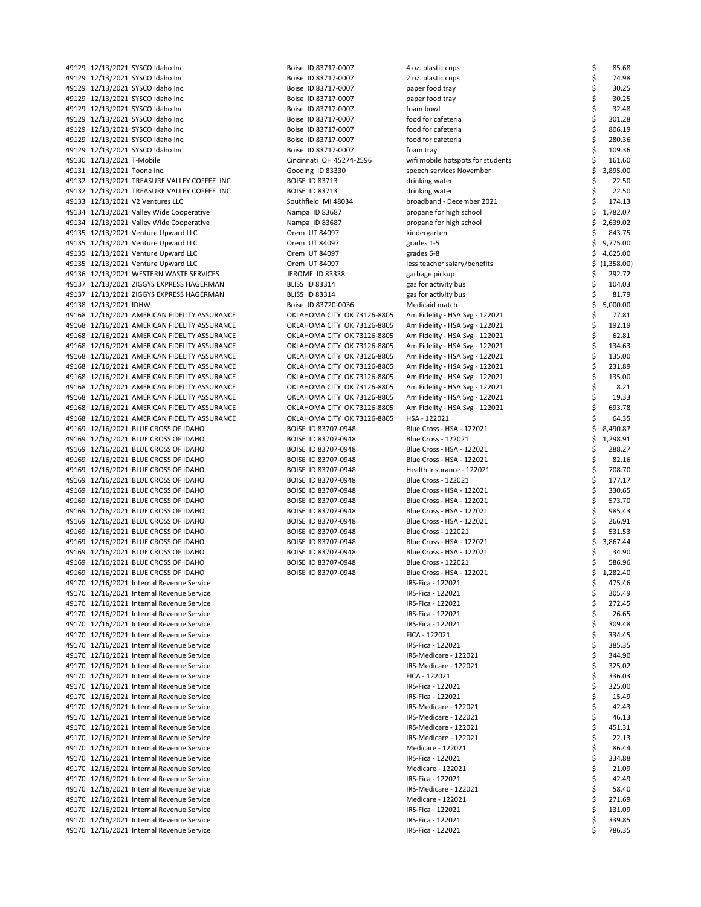| | | | | | |
|---|---|---|---|---|---|
| 49129 | 12/13/2021 | SYSCO Idaho Inc. | Boise ID 83717-0007 | 4 oz. plastic cups | $ 85.68 |
| 49129 | 12/13/2021 | SYSCO Idaho Inc. | Boise ID 83717-0007 | 2 oz. plastic cups | $ 74.98 |
| 49129 | 12/13/2021 | SYSCO Idaho Inc. | Boise ID 83717-0007 | paper food tray | $ 30.25 |
| 49129 | 12/13/2021 | SYSCO Idaho Inc. | Boise ID 83717-0007 | paper food tray | $ 30.25 |
| 49129 | 12/13/2021 | SYSCO Idaho Inc. | Boise ID 83717-0007 | foam bowl | $ 32.48 |
| 49129 | 12/13/2021 | SYSCO Idaho Inc. | Boise ID 83717-0007 | food for cafeteria | $ 301.28 |
| 49129 | 12/13/2021 | SYSCO Idaho Inc. | Boise ID 83717-0007 | food for cafeteria | $ 806.19 |
| 49129 | 12/13/2021 | SYSCO Idaho Inc. | Boise ID 83717-0007 | food for cafeteria | $ 280.36 |
| 49129 | 12/13/2021 | SYSCO Idaho Inc. | Boise ID 83717-0007 | foam tray | $ 109.36 |
| 49130 | 12/13/2021 | T-Mobile | Cincinnati OH 45274-2596 | wifi mobile hotspots for students | $ 161.60 |
| 49131 | 12/13/2021 | Toone Inc. | Gooding ID 83330 | speech services November | $ 3,895.00 |
| 49132 | 12/13/2021 | TREASURE VALLEY COFFEE INC | BOISE ID 83713 | drinking water | $ 22.50 |
| 49132 | 12/13/2021 | TREASURE VALLEY COFFEE INC | BOISE ID 83713 | drinking water | $ 22.50 |
| 49133 | 12/13/2021 | V2 Ventures LLC | Southfield MI 48034 | broadband - December 2021 | $ 174.13 |
| 49134 | 12/13/2021 | Valley Wide Cooperative | Nampa ID 83687 | propane for high school | $ 1,782.07 |
| 49134 | 12/13/2021 | Valley Wide Cooperative | Nampa ID 83687 | propane for high school | $ 2,639.02 |
| 49135 | 12/13/2021 | Venture Upward LLC | Orem UT 84097 | kindergarten | $ 843.75 |
| 49135 | 12/13/2021 | Venture Upward LLC | Orem UT 84097 | grades 1-5 | $ 9,775.00 |
| 49135 | 12/13/2021 | Venture Upward LLC | Orem UT 84097 | grades 6-8 | $ 4,625.00 |
| 49135 | 12/13/2021 | Venture Upward LLC | Orem UT 84097 | less teacher salary/benefits | $ (1,358.00) |
| 49136 | 12/13/2021 | WESTERN WASTE SERVICES | JEROME ID 83338 | garbage pickup | $ 292.72 |
| 49137 | 12/13/2021 | ZIGGYS EXPRESS HAGERMAN | BLISS ID 83314 | gas for activity bus | $ 104.03 |
| 49137 | 12/13/2021 | ZIGGYS EXPRESS HAGERMAN | BLISS ID 83314 | gas for activity bus | $ 81.79 |
| 49138 | 12/13/2021 | IDHW | Boise ID 83720-0036 | Medicaid match | $ 5,000.00 |
| 49168 | 12/16/2021 | AMERICAN FIDELITY ASSURANCE | OKLAHOMA CITY OK 73126-8805 | Am Fidelity - HSA Svg - 122021 | $ 77.81 |
| 49168 | 12/16/2021 | AMERICAN FIDELITY ASSURANCE | OKLAHOMA CITY OK 73126-8805 | Am Fidelity - HSA Svg - 122021 | $ 192.19 |
| 49168 | 12/16/2021 | AMERICAN FIDELITY ASSURANCE | OKLAHOMA CITY OK 73126-8805 | Am Fidelity - HSA Svg - 122021 | $ 62.81 |
| 49168 | 12/16/2021 | AMERICAN FIDELITY ASSURANCE | OKLAHOMA CITY OK 73126-8805 | Am Fidelity - HSA Svg - 122021 | $ 134.63 |
| 49168 | 12/16/2021 | AMERICAN FIDELITY ASSURANCE | OKLAHOMA CITY OK 73126-8805 | Am Fidelity - HSA Svg - 122021 | $ 135.00 |
| 49168 | 12/16/2021 | AMERICAN FIDELITY ASSURANCE | OKLAHOMA CITY OK 73126-8805 | Am Fidelity - HSA Svg - 122021 | $ 231.89 |
| 49168 | 12/16/2021 | AMERICAN FIDELITY ASSURANCE | OKLAHOMA CITY OK 73126-8805 | Am Fidelity - HSA Svg - 122021 | $ 135.00 |
| 49168 | 12/16/2021 | AMERICAN FIDELITY ASSURANCE | OKLAHOMA CITY OK 73126-8805 | Am Fidelity - HSA Svg - 122021 | $ 8.21 |
| 49168 | 12/16/2021 | AMERICAN FIDELITY ASSURANCE | OKLAHOMA CITY OK 73126-8805 | Am Fidelity - HSA Svg - 122021 | $ 19.33 |
| 49168 | 12/16/2021 | AMERICAN FIDELITY ASSURANCE | OKLAHOMA CITY OK 73126-8805 | Am Fidelity - HSA Svg - 122021 | $ 693.78 |
| 49168 | 12/16/2021 | AMERICAN FIDELITY ASSURANCE | OKLAHOMA CITY OK 73126-8805 | HSA - 122021 | $ 64.35 |
| 49169 | 12/16/2021 | BLUE CROSS OF IDAHO | BOISE ID 83707-0948 | Blue Cross - HSA - 122021 | $ 8,490.87 |
| 49169 | 12/16/2021 | BLUE CROSS OF IDAHO | BOISE ID 83707-0948 | Blue Cross - 122021 | $ 1,298.91 |
| 49169 | 12/16/2021 | BLUE CROSS OF IDAHO | BOISE ID 83707-0948 | Blue Cross - HSA - 122021 | $ 288.27 |
| 49169 | 12/16/2021 | BLUE CROSS OF IDAHO | BOISE ID 83707-0948 | Blue Cross - HSA - 122021 | $ 82.16 |
| 49169 | 12/16/2021 | BLUE CROSS OF IDAHO | BOISE ID 83707-0948 | Health Insurance - 122021 | $ 708.70 |
| 49169 | 12/16/2021 | BLUE CROSS OF IDAHO | BOISE ID 83707-0948 | Blue Cross - 122021 | $ 177.17 |
| 49169 | 12/16/2021 | BLUE CROSS OF IDAHO | BOISE ID 83707-0948 | Blue Cross - HSA - 122021 | $ 330.65 |
| 49169 | 12/16/2021 | BLUE CROSS OF IDAHO | BOISE ID 83707-0948 | Blue Cross - HSA - 122021 | $ 573.70 |
| 49169 | 12/16/2021 | BLUE CROSS OF IDAHO | BOISE ID 83707-0948 | Blue Cross - HSA - 122021 | $ 985.43 |
| 49169 | 12/16/2021 | BLUE CROSS OF IDAHO | BOISE ID 83707-0948 | Blue Cross - HSA - 122021 | $ 266.91 |
| 49169 | 12/16/2021 | BLUE CROSS OF IDAHO | BOISE ID 83707-0948 | Blue Cross - 122021 | $ 531.53 |
| 49169 | 12/16/2021 | BLUE CROSS OF IDAHO | BOISE ID 83707-0948 | Blue Cross - HSA - 122021 | $ 3,867.44 |
| 49169 | 12/16/2021 | BLUE CROSS OF IDAHO | BOISE ID 83707-0948 | Blue Cross - HSA - 122021 | $ 34.90 |
| 49169 | 12/16/2021 | BLUE CROSS OF IDAHO | BOISE ID 83707-0948 | Blue Cross - 122021 | $ 586.96 |
| 49169 | 12/16/2021 | BLUE CROSS OF IDAHO | BOISE ID 83707-0948 | Blue Cross - HSA - 122021 | $ 1,282.40 |
| 49170 | 12/16/2021 | Internal Revenue Service | | IRS-Fica - 122021 | $ 475.46 |
| 49170 | 12/16/2021 | Internal Revenue Service | | IRS-Fica - 122021 | $ 305.49 |
| 49170 | 12/16/2021 | Internal Revenue Service | | IRS-Fica - 122021 | $ 272.45 |
| 49170 | 12/16/2021 | Internal Revenue Service | | IRS-Fica - 122021 | $ 26.65 |
| 49170 | 12/16/2021 | Internal Revenue Service | | IRS-Fica - 122021 | $ 309.48 |
| 49170 | 12/16/2021 | Internal Revenue Service | | FICA - 122021 | $ 334.45 |
| 49170 | 12/16/2021 | Internal Revenue Service | | IRS-Fica - 122021 | $ 385.35 |
| 49170 | 12/16/2021 | Internal Revenue Service | | IRS-Medicare - 122021 | $ 344.90 |
| 49170 | 12/16/2021 | Internal Revenue Service | | IRS-Medicare - 122021 | $ 325.02 |
| 49170 | 12/16/2021 | Internal Revenue Service | | FICA - 122021 | $ 336.03 |
| 49170 | 12/16/2021 | Internal Revenue Service | | IRS-Fica - 122021 | $ 325.00 |
| 49170 | 12/16/2021 | Internal Revenue Service | | IRS-Fica - 122021 | $ 15.49 |
| 49170 | 12/16/2021 | Internal Revenue Service | | IRS-Medicare - 122021 | $ 42.43 |
| 49170 | 12/16/2021 | Internal Revenue Service | | IRS-Medicare - 122021 | $ 46.13 |
| 49170 | 12/16/2021 | Internal Revenue Service | | IRS-Medicare - 122021 | $ 451.31 |
| 49170 | 12/16/2021 | Internal Revenue Service | | IRS-Medicare - 122021 | $ 22.13 |
| 49170 | 12/16/2021 | Internal Revenue Service | | Medicare - 122021 | $ 86.44 |
| 49170 | 12/16/2021 | Internal Revenue Service | | IRS-Fica - 122021 | $ 334.88 |
| 49170 | 12/16/2021 | Internal Revenue Service | | Medicare - 122021 | $ 21.09 |
| 49170 | 12/16/2021 | Internal Revenue Service | | IRS-Fica - 122021 | $ 42.49 |
| 49170 | 12/16/2021 | Internal Revenue Service | | IRS-Medicare - 122021 | $ 58.40 |
| 49170 | 12/16/2021 | Internal Revenue Service | | Medicare - 122021 | $ 271.69 |
| 49170 | 12/16/2021 | Internal Revenue Service | | IRS-Fica - 122021 | $ 131.09 |
| 49170 | 12/16/2021 | Internal Revenue Service | | IRS-Fica - 122021 | $ 339.85 |
| 49170 | 12/16/2021 | Internal Revenue Service | | IRS-Fica - 122021 | $ 786.35 |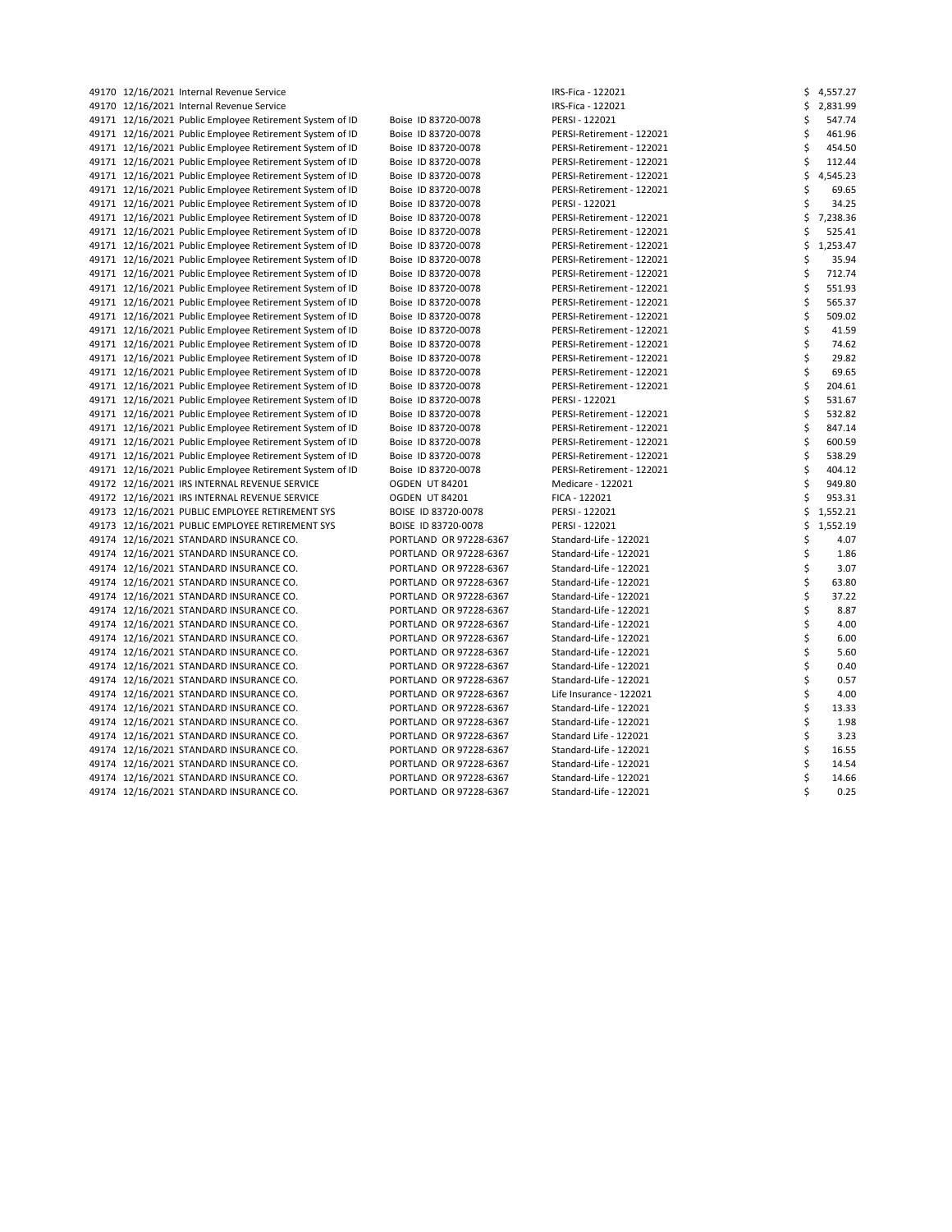| | | | | | |
|---|---|---|---|---|---|
| 49170 | 12/16/2021 | Internal Revenue Service | | IRS-Fica - 122021 | $ 4,557.27 |
| 49170 | 12/16/2021 | Internal Revenue Service | | IRS-Fica - 122021 | $ 2,831.99 |
| 49171 | 12/16/2021 | Public Employee Retirement System of ID | Boise ID 83720-0078 | PERSI - 122021 | $ 547.74 |
| 49171 | 12/16/2021 | Public Employee Retirement System of ID | Boise ID 83720-0078 | PERSI-Retirement - 122021 | $ 461.96 |
| 49171 | 12/16/2021 | Public Employee Retirement System of ID | Boise ID 83720-0078 | PERSI-Retirement - 122021 | $ 454.50 |
| 49171 | 12/16/2021 | Public Employee Retirement System of ID | Boise ID 83720-0078 | PERSI-Retirement - 122021 | $ 112.44 |
| 49171 | 12/16/2021 | Public Employee Retirement System of ID | Boise ID 83720-0078 | PERSI-Retirement - 122021 | $ 4,545.23 |
| 49171 | 12/16/2021 | Public Employee Retirement System of ID | Boise ID 83720-0078 | PERSI-Retirement - 122021 | $ 69.65 |
| 49171 | 12/16/2021 | Public Employee Retirement System of ID | Boise ID 83720-0078 | PERSI - 122021 | $ 34.25 |
| 49171 | 12/16/2021 | Public Employee Retirement System of ID | Boise ID 83720-0078 | PERSI-Retirement - 122021 | $ 7,238.36 |
| 49171 | 12/16/2021 | Public Employee Retirement System of ID | Boise ID 83720-0078 | PERSI-Retirement - 122021 | $ 525.41 |
| 49171 | 12/16/2021 | Public Employee Retirement System of ID | Boise ID 83720-0078 | PERSI-Retirement - 122021 | $ 1,253.47 |
| 49171 | 12/16/2021 | Public Employee Retirement System of ID | Boise ID 83720-0078 | PERSI-Retirement - 122021 | $ 35.94 |
| 49171 | 12/16/2021 | Public Employee Retirement System of ID | Boise ID 83720-0078 | PERSI-Retirement - 122021 | $ 712.74 |
| 49171 | 12/16/2021 | Public Employee Retirement System of ID | Boise ID 83720-0078 | PERSI-Retirement - 122021 | $ 551.93 |
| 49171 | 12/16/2021 | Public Employee Retirement System of ID | Boise ID 83720-0078 | PERSI-Retirement - 122021 | $ 565.37 |
| 49171 | 12/16/2021 | Public Employee Retirement System of ID | Boise ID 83720-0078 | PERSI-Retirement - 122021 | $ 509.02 |
| 49171 | 12/16/2021 | Public Employee Retirement System of ID | Boise ID 83720-0078 | PERSI-Retirement - 122021 | $ 41.59 |
| 49171 | 12/16/2021 | Public Employee Retirement System of ID | Boise ID 83720-0078 | PERSI-Retirement - 122021 | $ 74.62 |
| 49171 | 12/16/2021 | Public Employee Retirement System of ID | Boise ID 83720-0078 | PERSI-Retirement - 122021 | $ 29.82 |
| 49171 | 12/16/2021 | Public Employee Retirement System of ID | Boise ID 83720-0078 | PERSI-Retirement - 122021 | $ 69.65 |
| 49171 | 12/16/2021 | Public Employee Retirement System of ID | Boise ID 83720-0078 | PERSI-Retirement - 122021 | $ 204.61 |
| 49171 | 12/16/2021 | Public Employee Retirement System of ID | Boise ID 83720-0078 | PERSI - 122021 | $ 531.67 |
| 49171 | 12/16/2021 | Public Employee Retirement System of ID | Boise ID 83720-0078 | PERSI-Retirement - 122021 | $ 532.82 |
| 49171 | 12/16/2021 | Public Employee Retirement System of ID | Boise ID 83720-0078 | PERSI-Retirement - 122021 | $ 847.14 |
| 49171 | 12/16/2021 | Public Employee Retirement System of ID | Boise ID 83720-0078 | PERSI-Retirement - 122021 | $ 600.59 |
| 49171 | 12/16/2021 | Public Employee Retirement System of ID | Boise ID 83720-0078 | PERSI-Retirement - 122021 | $ 538.29 |
| 49171 | 12/16/2021 | Public Employee Retirement System of ID | Boise ID 83720-0078 | PERSI-Retirement - 122021 | $ 404.12 |
| 49172 | 12/16/2021 | IRS INTERNAL REVENUE SERVICE | OGDEN UT 84201 | Medicare - 122021 | $ 949.80 |
| 49172 | 12/16/2021 | IRS INTERNAL REVENUE SERVICE | OGDEN UT 84201 | FICA - 122021 | $ 953.31 |
| 49173 | 12/16/2021 | PUBLIC EMPLOYEE RETIREMENT SYS | BOISE ID 83720-0078 | PERSI - 122021 | $ 1,552.21 |
| 49173 | 12/16/2021 | PUBLIC EMPLOYEE RETIREMENT SYS | BOISE ID 83720-0078 | PERSI - 122021 | $ 1,552.19 |
| 49174 | 12/16/2021 | STANDARD INSURANCE CO. | PORTLAND OR 97228-6367 | Standard-Life - 122021 | $ 4.07 |
| 49174 | 12/16/2021 | STANDARD INSURANCE CO. | PORTLAND OR 97228-6367 | Standard-Life - 122021 | $ 1.86 |
| 49174 | 12/16/2021 | STANDARD INSURANCE CO. | PORTLAND OR 97228-6367 | Standard-Life - 122021 | $ 3.07 |
| 49174 | 12/16/2021 | STANDARD INSURANCE CO. | PORTLAND OR 97228-6367 | Standard-Life - 122021 | $ 63.80 |
| 49174 | 12/16/2021 | STANDARD INSURANCE CO. | PORTLAND OR 97228-6367 | Standard-Life - 122021 | $ 37.22 |
| 49174 | 12/16/2021 | STANDARD INSURANCE CO. | PORTLAND OR 97228-6367 | Standard-Life - 122021 | $ 8.87 |
| 49174 | 12/16/2021 | STANDARD INSURANCE CO. | PORTLAND OR 97228-6367 | Standard-Life - 122021 | $ 4.00 |
| 49174 | 12/16/2021 | STANDARD INSURANCE CO. | PORTLAND OR 97228-6367 | Standard-Life - 122021 | $ 6.00 |
| 49174 | 12/16/2021 | STANDARD INSURANCE CO. | PORTLAND OR 97228-6367 | Standard-Life - 122021 | $ 5.60 |
| 49174 | 12/16/2021 | STANDARD INSURANCE CO. | PORTLAND OR 97228-6367 | Standard-Life - 122021 | $ 0.40 |
| 49174 | 12/16/2021 | STANDARD INSURANCE CO. | PORTLAND OR 97228-6367 | Standard-Life - 122021 | $ 0.57 |
| 49174 | 12/16/2021 | STANDARD INSURANCE CO. | PORTLAND OR 97228-6367 | Life Insurance - 122021 | $ 4.00 |
| 49174 | 12/16/2021 | STANDARD INSURANCE CO. | PORTLAND OR 97228-6367 | Standard-Life - 122021 | $ 13.33 |
| 49174 | 12/16/2021 | STANDARD INSURANCE CO. | PORTLAND OR 97228-6367 | Standard-Life - 122021 | $ 1.98 |
| 49174 | 12/16/2021 | STANDARD INSURANCE CO. | PORTLAND OR 97228-6367 | Standard Life - 122021 | $ 3.23 |
| 49174 | 12/16/2021 | STANDARD INSURANCE CO. | PORTLAND OR 97228-6367 | Standard-Life - 122021 | $ 16.55 |
| 49174 | 12/16/2021 | STANDARD INSURANCE CO. | PORTLAND OR 97228-6367 | Standard-Life - 122021 | $ 14.54 |
| 49174 | 12/16/2021 | STANDARD INSURANCE CO. | PORTLAND OR 97228-6367 | Standard-Life - 122021 | $ 14.66 |
| 49174 | 12/16/2021 | STANDARD INSURANCE CO. | PORTLAND OR 97228-6367 | Standard-Life - 122021 | $ 0.25 |